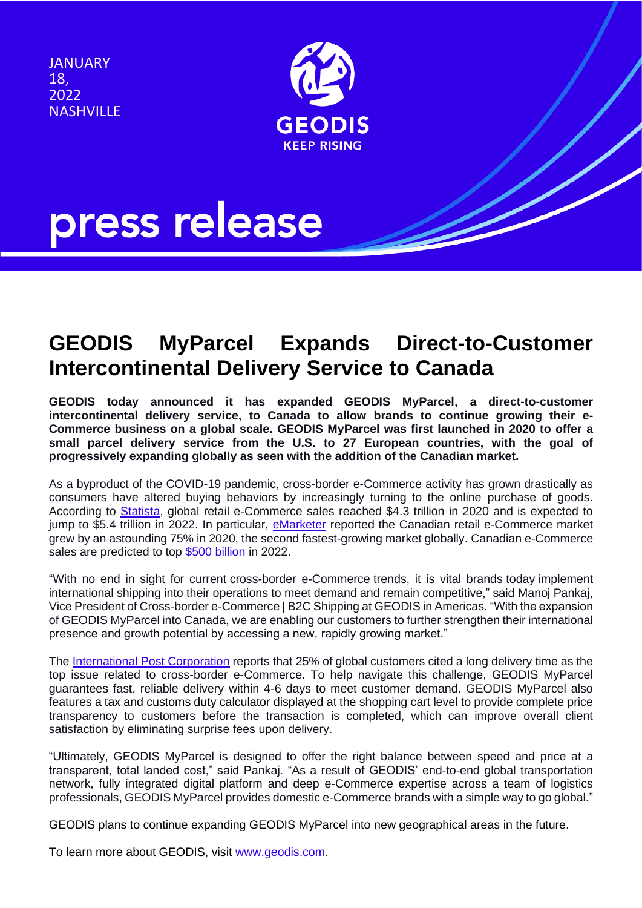JANUARY 18, 2022 NASHVILLE

GEODIS
KEEP RISING

press release

# GEODIS MyParcel Expands Direct-to-Customer Intercontinental Delivery Service to Canada

**GEODIS today announced it has expanded GEODIS MyParcel, a direct-to-customer intercontinental delivery service, to Canada to allow brands to continue growing their e-Commerce business on a global scale. GEODIS MyParcel was first launched in 2020 to offer a small parcel delivery service from the U.S. to 27 European countries, with the goal of progressively expanding globally as seen with the addition of the Canadian market.**

As a byproduct of the COVID-19 pandemic, cross-border e-Commerce activity has grown drastically as consumers have altered buying behaviors by increasingly turning to the online purchase of goods. According to [Statista](), global retail e-Commerce sales reached $4.3 trillion in 2020 and is expected to jump to $5.4 trillion in 2022. In particular, [eMarketer]() reported the Canadian retail e-Commerce market grew by an astounding 75% in 2020, the second fastest-growing market globally. Canadian e-Commerce sales are predicted to top [$500 billion]() in 2022.

"With no end in sight for current cross-border e-Commerce trends, it is vital brands today implement international shipping into their operations to meet demand and remain competitive," said Manoj Pankaj, Vice President of Cross-border e-Commerce | B2C Shipping at GEODIS in Americas. "With the expansion of GEODIS MyParcel into Canada, we are enabling our customers to further strengthen their international presence and growth potential by accessing a new, rapidly growing market."

The [International Post Corporation]() reports that 25% of global customers cited a long delivery time as the top issue related to cross-border e-Commerce. To help navigate this challenge, GEODIS MyParcel guarantees fast, reliable delivery within 4-6 days to meet customer demand. GEODIS MyParcel also features a tax and customs duty calculator displayed at the shopping cart level to provide complete price transparency to customers before the transaction is completed, which can improve overall client satisfaction by eliminating surprise fees upon delivery.

"Ultimately, GEODIS MyParcel is designed to offer the right balance between speed and price at a transparent, total landed cost," said Pankaj. "As a result of GEODIS' end-to-end global transportation network, fully integrated digital platform and deep e-Commerce expertise across a team of logistics professionals, GEODIS MyParcel provides domestic e-Commerce brands with a simple way to go global."

GEODIS plans to continue expanding GEODIS MyParcel into new geographical areas in the future.

To learn more about GEODIS, visit [www.geodis.com]().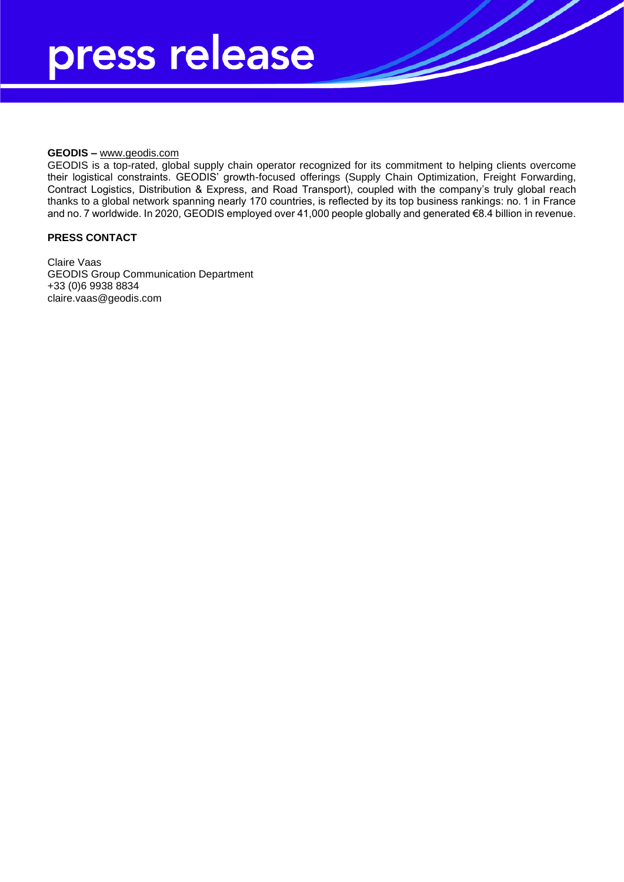**GEODIS –** www.geodis.com

GEODIS is a top-rated, global supply chain operator recognized for its commitment to helping clients overcome their logistical constraints. GEODIS' growth-focused offerings (Supply Chain Optimization, Freight Forwarding, Contract Logistics, Distribution & Express, and Road Transport), coupled with the company's truly global reach thanks to a global network spanning nearly 170 countries, is reflected by its top business rankings: no. 1 in France and no. 7 worldwide. In 2020, GEODIS employed over 41,000 people globally and generated €8.4 billion in revenue.

**PRESS CONTACT**

Claire Vaas
GEODIS Group Communication Department
+33 (0)6 9938 8834
claire.vaas@geodis.com